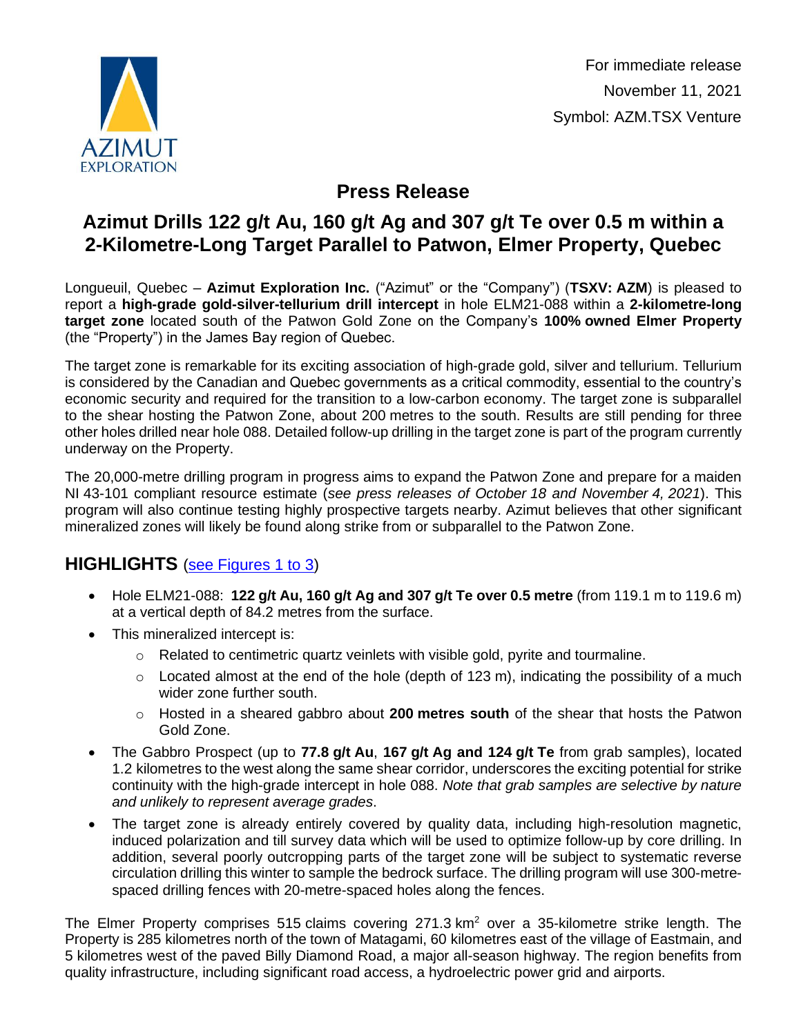AZIMUT
EXPLORATION

For immediate release
November 11, 2021
Symbol: AZM.TSX Venture

# Press Release

# Azimut Drills 122 g/t Au, 160 g/t Ag and 307 g/t Te over 0.5 m within a 2-Kilometre-Long Target Parallel to Patwon, Elmer Property, Quebec

Longueuil, Quebec – **Azimut Exploration Inc.** ("Azimut" or the "Company") (**TSXV: AZM**) is pleased to report a **high-grade gold-silver-tellurium drill intercept** in hole ELM21-088 within a **2-kilometre-long target zone** located south of the Patwon Gold Zone on the Company's **100% owned Elmer Property** (the "Property") in the James Bay region of Quebec.

The target zone is remarkable for its exciting association of high-grade gold, silver and tellurium. Tellurium is considered by the Canadian and Quebec governments as a critical commodity, essential to the country's economic security and required for the transition to a low-carbon economy. The target zone is subparallel to the shear hosting the Patwon Zone, about 200 metres to the south. Results are still pending for three other holes drilled near hole 088. Detailed follow-up drilling in the target zone is part of the program currently underway on the Property.

The 20,000-metre drilling program in progress aims to expand the Patwon Zone and prepare for a maiden NI 43-101 compliant resource estimate (*see press releases of October 18 and November 4, 2021*). This program will also continue testing highly prospective targets nearby. Azimut believes that other significant mineralized zones will likely be found along strike from or subparallel to the Patwon Zone.

## HIGHLIGHTS (see Figures 1 to 3)

- Hole ELM21-088: **122 g/t Au, 160 g/t Ag and 307 g/t Te over 0.5 metre** (from 119.1 m to 119.6 m) at a vertical depth of 84.2 metres from the surface.
- This mineralized intercept is:
  - Related to centimetric quartz veinlets with visible gold, pyrite and tourmaline.
  - Located almost at the end of the hole (depth of 123 m), indicating the possibility of a much wider zone further south.
  - Hosted in a sheared gabbro about **200 metres south** of the shear that hosts the Patwon Gold Zone.
- The Gabbro Prospect (up to **77.8 g/t Au**, **167 g/t Ag and 124 g/t Te** from grab samples), located 1.2 kilometres to the west along the same shear corridor, underscores the exciting potential for strike continuity with the high-grade intercept in hole 088. *Note that grab samples are selective by nature and unlikely to represent average grades*.
- The target zone is already entirely covered by quality data, including high-resolution magnetic, induced polarization and till survey data which will be used to optimize follow-up by core drilling. In addition, several poorly outcropping parts of the target zone will be subject to systematic reverse circulation drilling this winter to sample the bedrock surface. The drilling program will use 300-metre-spaced drilling fences with 20-metre-spaced holes along the fences.

The Elmer Property comprises 515 claims covering 271.3 km$^2$ over a 35-kilometre strike length. The Property is 285 kilometres north of the town of Matagami, 60 kilometres east of the village of Eastmain, and 5 kilometres west of the paved Billy Diamond Road, a major all-season highway. The region benefits from quality infrastructure, including significant road access, a hydroelectric power grid and airports.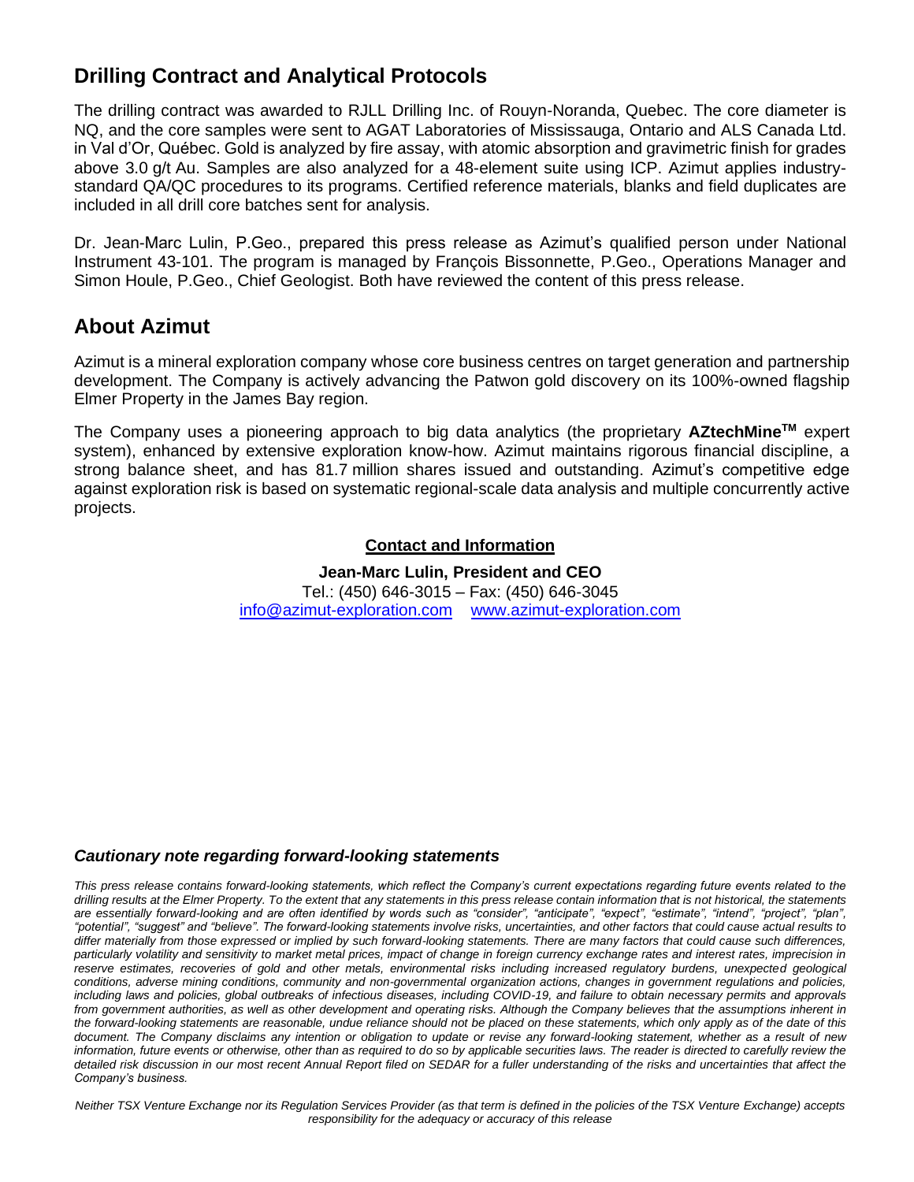## Drilling Contract and Analytical Protocols

The drilling contract was awarded to RJLL Drilling Inc. of Rouyn-Noranda, Quebec. The core diameter is NQ, and the core samples were sent to AGAT Laboratories of Mississauga, Ontario and ALS Canada Ltd. in Val d'Or, Québec. Gold is analyzed by fire assay, with atomic absorption and gravimetric finish for grades above 3.0 g/t Au. Samples are also analyzed for a 48-element suite using ICP. Azimut applies industry-standard QA/QC procedures to its programs. Certified reference materials, blanks and field duplicates are included in all drill core batches sent for analysis.

Dr. Jean-Marc Lulin, P.Geo., prepared this press release as Azimut's qualified person under National Instrument 43-101. The program is managed by François Bissonnette, P.Geo., Operations Manager and Simon Houle, P.Geo., Chief Geologist. Both have reviewed the content of this press release.

## About Azimut

Azimut is a mineral exploration company whose core business centres on target generation and partnership development. The Company is actively advancing the Patwon gold discovery on its 100%-owned flagship Elmer Property in the James Bay region.

The Company uses a pioneering approach to big data analytics (the proprietary **AZtechMine™** expert system), enhanced by extensive exploration know-how. Azimut maintains rigorous financial discipline, a strong balance sheet, and has 81.7 million shares issued and outstanding. Azimut's competitive edge against exploration risk is based on systematic regional-scale data analysis and multiple concurrently active projects.

**Contact and Information**

**Jean-Marc Lulin, President and CEO**
Tel.: (450) 646-3015 – Fax: (450) 646-3045
info@azimut-exploration.com    www.azimut-exploration.com

### *Cautionary note regarding forward-looking statements*

*This press release contains forward-looking statements, which reflect the Company's current expectations regarding future events related to the drilling results at the Elmer Property. To the extent that any statements in this press release contain information that is not historical, the statements are essentially forward-looking and are often identified by words such as "consider", "anticipate", "expect", "estimate", "intend", "project", "plan", "potential", "suggest" and "believe". The forward-looking statements involve risks, uncertainties, and other factors that could cause actual results to differ materially from those expressed or implied by such forward-looking statements. There are many factors that could cause such differences, particularly volatility and sensitivity to market metal prices, impact of change in foreign currency exchange rates and interest rates, imprecision in reserve estimates, recoveries of gold and other metals, environmental risks including increased regulatory burdens, unexpected geological conditions, adverse mining conditions, community and non-governmental organization actions, changes in government regulations and policies, including laws and policies, global outbreaks of infectious diseases, including COVID-19, and failure to obtain necessary permits and approvals from government authorities, as well as other development and operating risks. Although the Company believes that the assumptions inherent in the forward-looking statements are reasonable, undue reliance should not be placed on these statements, which only apply as of the date of this document. The Company disclaims any intention or obligation to update or revise any forward-looking statement, whether as a result of new information, future events or otherwise, other than as required to do so by applicable securities laws. The reader is directed to carefully review the detailed risk discussion in our most recent Annual Report filed on SEDAR for a fuller understanding of the risks and uncertainties that affect the Company's business.*

*Neither TSX Venture Exchange nor its Regulation Services Provider (as that term is defined in the policies of the TSX Venture Exchange) accepts responsibility for the adequacy or accuracy of this release*